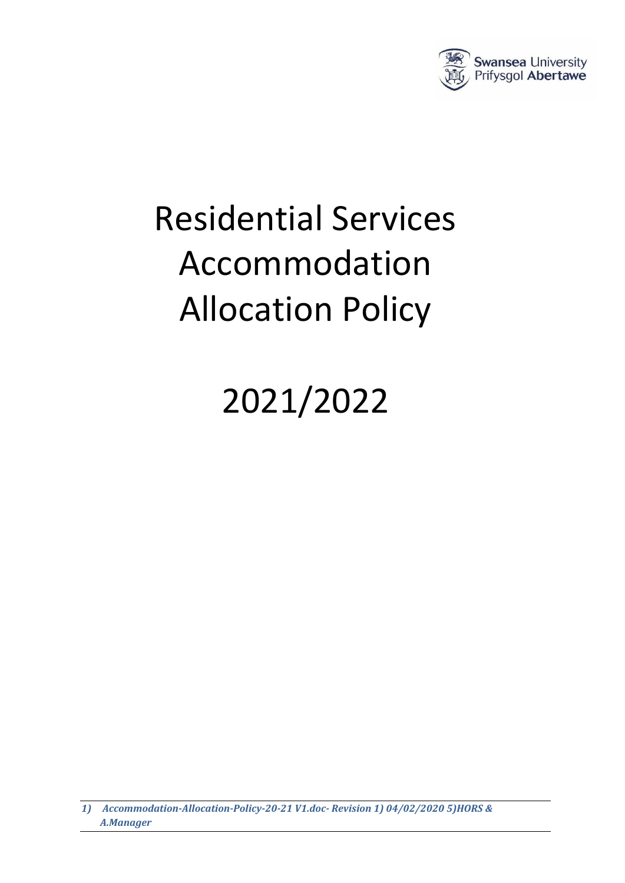# Residential Services Accommodation Allocation Policy

# 2021/2022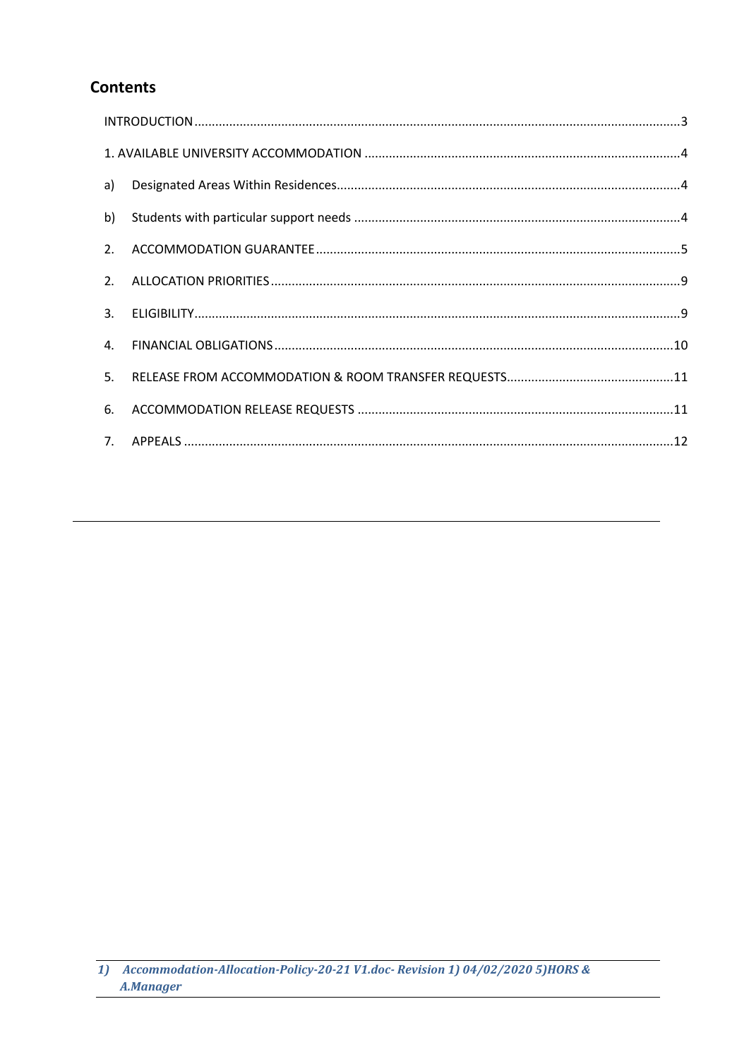## Contents

INTRODUCTION ..... 3

1. AVAILABLE UNIVERSITY ACCOMMODATION ..... 4

a) Designated Areas Within Residences ..... 4

b) Students with particular support needs ..... 4

2. ACCOMMODATION GUARANTEE ..... 5

2. ALLOCATION PRIORITIES ..... 9

3. ELIGIBILITY ..... 9

4. FINANCIAL OBLIGATIONS ..... 10

5. RELEASE FROM ACCOMMODATION & ROOM TRANSFER REQUESTS ..... 11

6. ACCOMMODATION RELEASE REQUESTS ..... 11

7. APPEALS ..... 12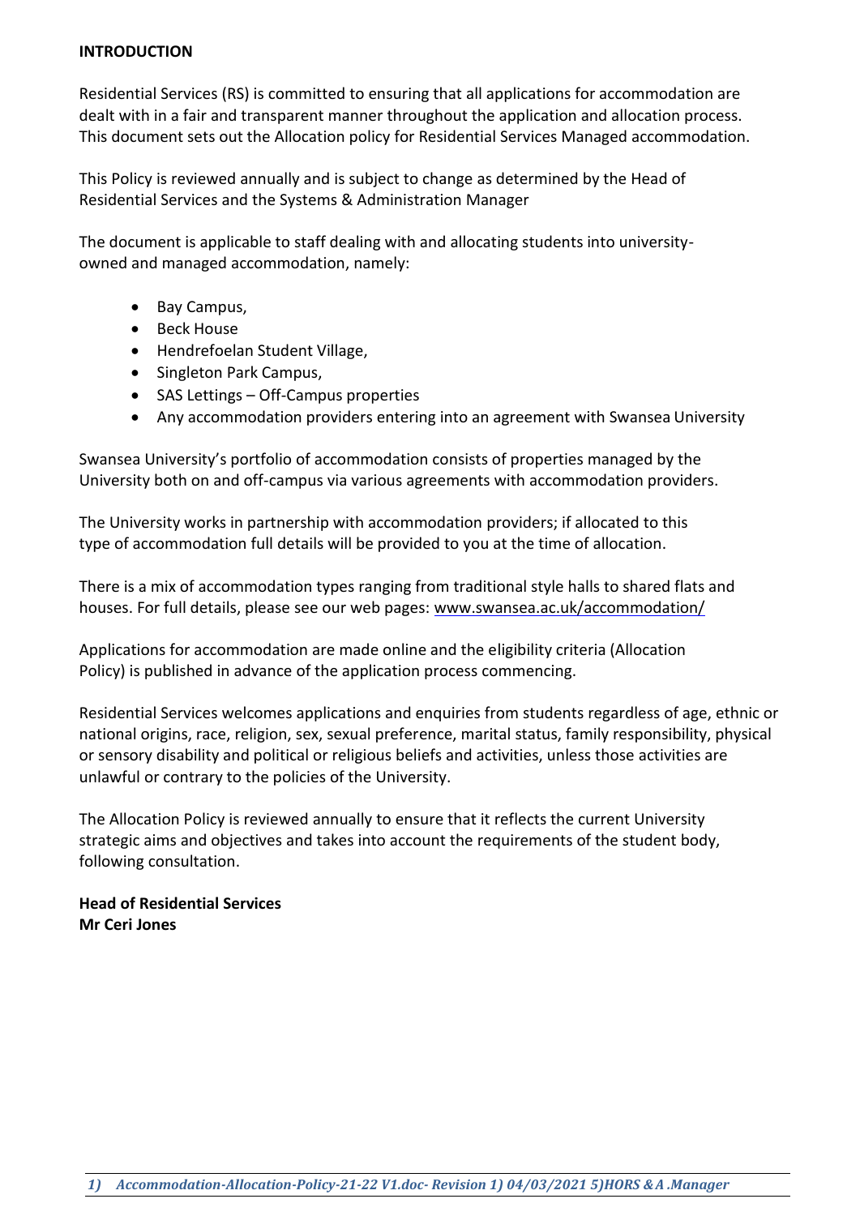## INTRODUCTION

Residential Services (RS) is committed to ensuring that all applications for accommodation are dealt with in a fair and transparent manner throughout the application and allocation process. This document sets out the Allocation policy for Residential Services Managed accommodation.

This Policy is reviewed annually and is subject to change as determined by the Head of Residential Services and the Systems & Administration Manager

The document is applicable to staff dealing with and allocating students into university-owned and managed accommodation, namely:

- Bay Campus,
- Beck House
- Hendrefoelan Student Village,
- Singleton Park Campus,
- SAS Lettings – Off-Campus properties
- Any accommodation providers entering into an agreement with Swansea University

Swansea University's portfolio of accommodation consists of properties managed by the University both on and off-campus via various agreements with accommodation providers.

The University works in partnership with accommodation providers; if allocated to this type of accommodation full details will be provided to you at the time of allocation.

There is a mix of accommodation types ranging from traditional style halls to shared flats and houses. For full details, please see our web pages: www.swansea.ac.uk/accommodation/

Applications for accommodation are made online and the eligibility criteria (Allocation Policy) is published in advance of the application process commencing.

Residential Services welcomes applications and enquiries from students regardless of age, ethnic or national origins, race, religion, sex, sexual preference, marital status, family responsibility, physical or sensory disability and political or religious beliefs and activities, unless those activities are unlawful or contrary to the policies of the University.

The Allocation Policy is reviewed annually to ensure that it reflects the current University strategic aims and objectives and takes into account the requirements of the student body, following consultation.

**Head of Residential Services**
**Mr Ceri Jones**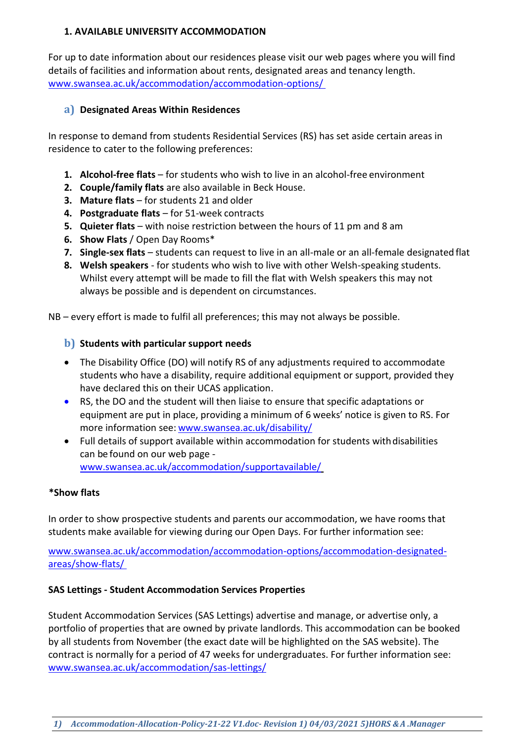## 1. AVAILABLE UNIVERSITY ACCOMMODATION

For up to date information about our residences please visit our web pages where you will find details of facilities and information about rents, designated areas and tenancy length. www.swansea.ac.uk/accommodation/accommodation-options/

### a) Designated Areas Within Residences

In response to demand from students Residential Services (RS) has set aside certain areas in residence to cater to the following preferences:

1. **Alcohol-free flats** – for students who wish to live in an alcohol-free environment
2. **Couple/family flats** are also available in Beck House.
3. **Mature flats** – for students 21 and older
4. **Postgraduate flats** – for 51-week contracts
5. **Quieter flats** – with noise restriction between the hours of 11 pm and 8 am
6. **Show Flats** / Open Day Rooms*
7. **Single-sex flats** – students can request to live in an all-male or an all-female designated flat
8. **Welsh speakers** - for students who wish to live with other Welsh-speaking students. Whilst every attempt will be made to fill the flat with Welsh speakers this may not always be possible and is dependent on circumstances.

NB – every effort is made to fulfil all preferences; this may not always be possible.

### b) Students with particular support needs

- The Disability Office (DO) will notify RS of any adjustments required to accommodate students who have a disability, require additional equipment or support, provided they have declared this on their UCAS application.
- RS, the DO and the student will then liaise to ensure that specific adaptations or equipment are put in place, providing a minimum of 6 weeks' notice is given to RS. For more information see: www.swansea.ac.uk/disability/
- Full details of support available within accommodation for students with disabilities can be found on our web page - www.swansea.ac.uk/accommodation/supportavailable/

**\*Show flats**

In order to show prospective students and parents our accommodation, we have rooms that students make available for viewing during our Open Days. For further information see:

www.swansea.ac.uk/accommodation/accommodation-options/accommodation-designated-areas/show-flats/

**SAS Lettings - Student Accommodation Services Properties**

Student Accommodation Services (SAS Lettings) advertise and manage, or advertise only, a portfolio of properties that are owned by private landlords. This accommodation can be booked by all students from November (the exact date will be highlighted on the SAS website). The contract is normally for a period of 47 weeks for undergraduates. For further information see: www.swansea.ac.uk/accommodation/sas-lettings/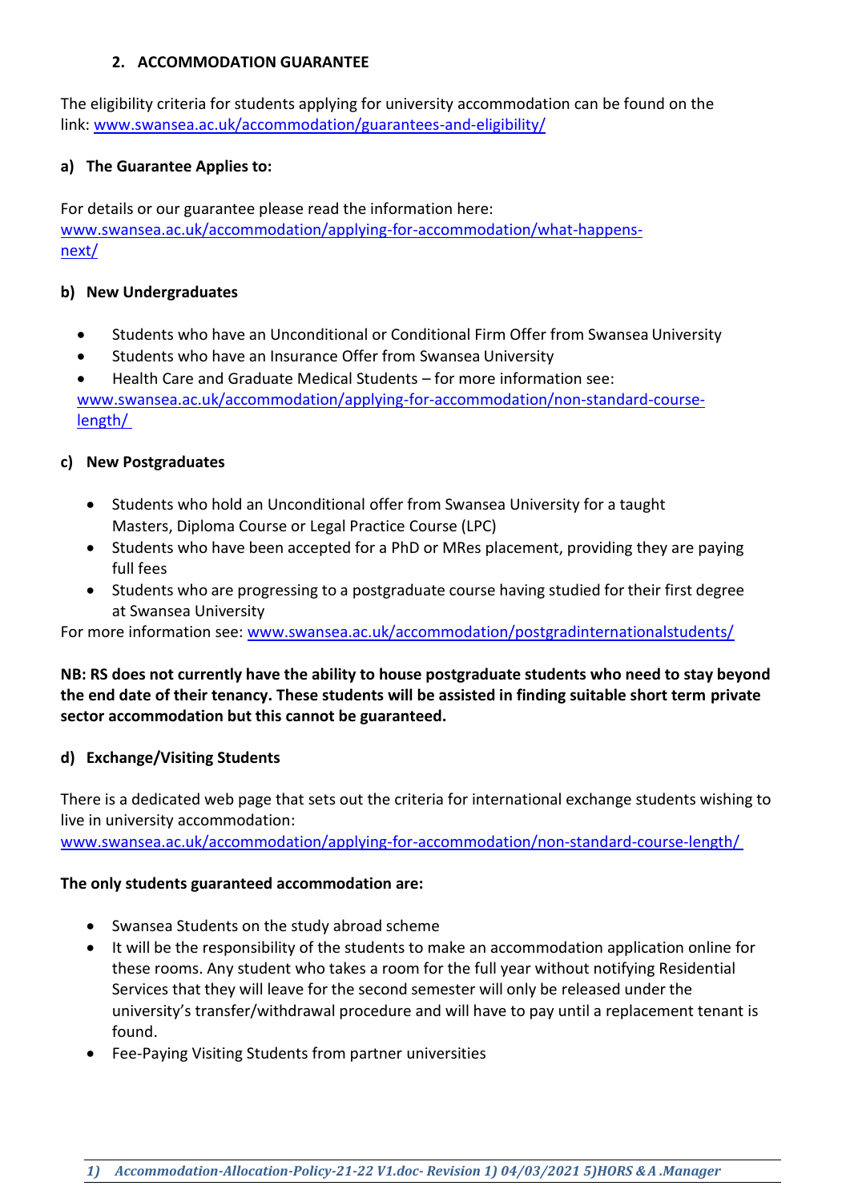## 2. ACCOMMODATION GUARANTEE

The eligibility criteria for students applying for university accommodation can be found on the link: [www.swansea.ac.uk/accommodation/guarantees-and-eligibility/](www.swansea.ac.uk/accommodation/guarantees-and-eligibility/)

### a) The Guarantee Applies to:

For details or our guarantee please read the information here: [www.swansea.ac.uk/accommodation/applying-for-accommodation/what-happens-next/](www.swansea.ac.uk/accommodation/applying-for-accommodation/what-happens-next/)

### b) New Undergraduates

- Students who have an Unconditional or Conditional Firm Offer from Swansea University
- Students who have an Insurance Offer from Swansea University
- Health Care and Graduate Medical Students – for more information see: [www.swansea.ac.uk/accommodation/applying-for-accommodation/non-standard-course-length/](www.swansea.ac.uk/accommodation/applying-for-accommodation/non-standard-course-length/)

### c) New Postgraduates

- Students who hold an Unconditional offer from Swansea University for a taught Masters, Diploma Course or Legal Practice Course (LPC)
- Students who have been accepted for a PhD or MRes placement, providing they are paying full fees
- Students who are progressing to a postgraduate course having studied for their first degree at Swansea University

For more information see: [www.swansea.ac.uk/accommodation/postgradinternationalstudents/](www.swansea.ac.uk/accommodation/postgradinternationalstudents/)

**NB: RS does not currently have the ability to house postgraduate students who need to stay beyond the end date of their tenancy. These students will be assisted in finding suitable short term private sector accommodation but this cannot be guaranteed.**

### d) Exchange/Visiting Students

There is a dedicated web page that sets out the criteria for international exchange students wishing to live in university accommodation: [www.swansea.ac.uk/accommodation/applying-for-accommodation/non-standard-course-length/](www.swansea.ac.uk/accommodation/applying-for-accommodation/non-standard-course-length/)

**The only students guaranteed accommodation are:**

- Swansea Students on the study abroad scheme
- It will be the responsibility of the students to make an accommodation application online for these rooms. Any student who takes a room for the full year without notifying Residential Services that they will leave for the second semester will only be released under the university's transfer/withdrawal procedure and will have to pay until a replacement tenant is found.
- Fee-Paying Visiting Students from partner universities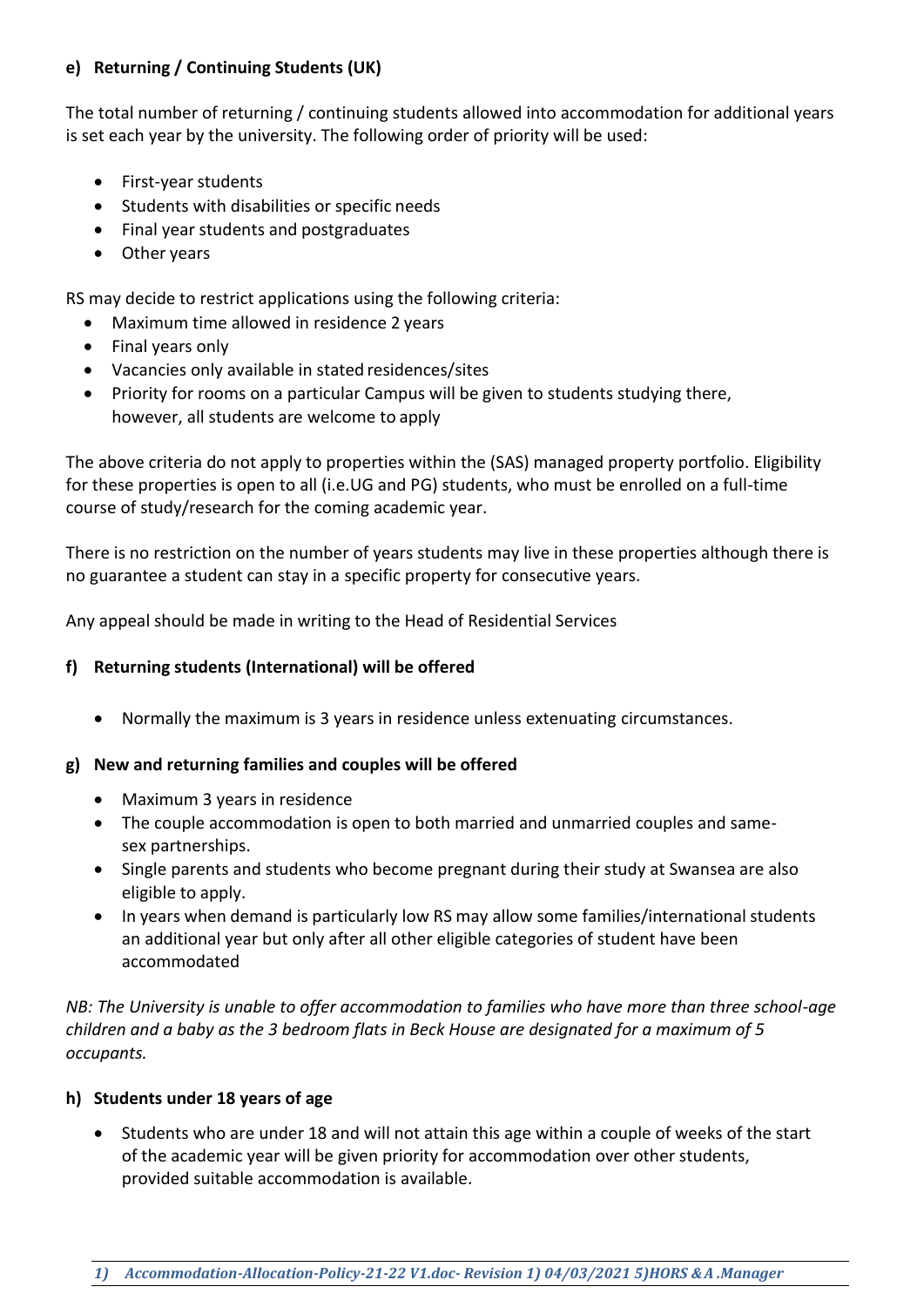#### e) Returning / Continuing Students (UK)

The total number of returning / continuing students allowed into accommodation for additional years is set each year by the university. The following order of priority will be used:

- First-year students
- Students with disabilities or specific needs
- Final year students and postgraduates
- Other years

RS may decide to restrict applications using the following criteria:

- Maximum time allowed in residence 2 years
- Final years only
- Vacancies only available in stated residences/sites
- Priority for rooms on a particular Campus will be given to students studying there, however, all students are welcome to apply

The above criteria do not apply to properties within the (SAS) managed property portfolio. Eligibility for these properties is open to all (i.e.UG and PG) students, who must be enrolled on a full-time course of study/research for the coming academic year.

There is no restriction on the number of years students may live in these properties although there is no guarantee a student can stay in a specific property for consecutive years.

Any appeal should be made in writing to the Head of Residential Services

#### f) Returning students (International) will be offered

- Normally the maximum is 3 years in residence unless extenuating circumstances.

#### g) New and returning families and couples will be offered

- Maximum 3 years in residence
- The couple accommodation is open to both married and unmarried couples and same-sex partnerships.
- Single parents and students who become pregnant during their study at Swansea are also eligible to apply.
- In years when demand is particularly low RS may allow some families/international students an additional year but only after all other eligible categories of student have been accommodated

*NB: The University is unable to offer accommodation to families who have more than three school-age children and a baby as the 3 bedroom flats in Beck House are designated for a maximum of 5 occupants.*

#### h) Students under 18 years of age

- Students who are under 18 and will not attain this age within a couple of weeks of the start of the academic year will be given priority for accommodation over other students, provided suitable accommodation is available.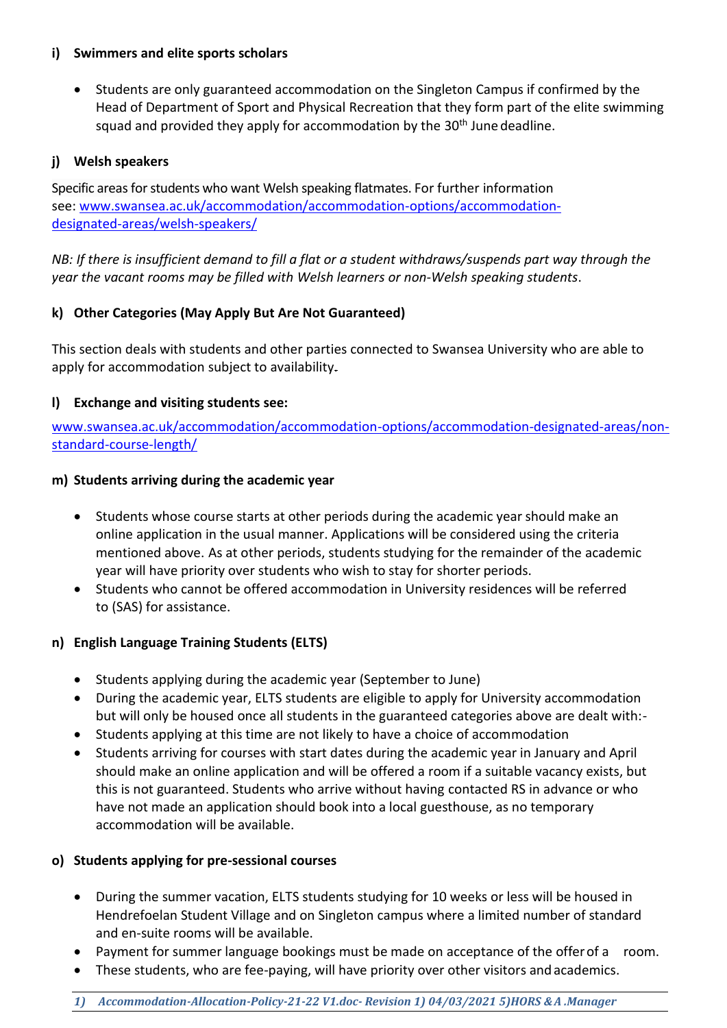#### i) Swimmers and elite sports scholars

- Students are only guaranteed accommodation on the Singleton Campus if confirmed by the Head of Department of Sport and Physical Recreation that they form part of the elite swimming squad and provided they apply for accommodation by the 30th June deadline.

#### j) Welsh speakers

Specific areas for students who want Welsh speaking flatmates. For further information see: [www.swansea.ac.uk/accommodation/accommodation-options/accommodation-designated-areas/welsh-speakers/](www.swansea.ac.uk/accommodation/accommodation-options/accommodation-designated-areas/welsh-speakers/)

*NB: If there is insufficient demand to fill a flat or a student withdraws/suspends part way through the year the vacant rooms may be filled with Welsh learners or non-Welsh speaking students*.

#### k) Other Categories (May Apply But Are Not Guaranteed)

This section deals with students and other parties connected to Swansea University who are able to apply for accommodation subject to availability.

#### l) Exchange and visiting students see:

[www.swansea.ac.uk/accommodation/accommodation-options/accommodation-designated-areas/non-standard-course-length/](www.swansea.ac.uk/accommodation/accommodation-options/accommodation-designated-areas/non-standard-course-length/)

#### m) Students arriving during the academic year

- Students whose course starts at other periods during the academic year should make an online application in the usual manner. Applications will be considered using the criteria mentioned above. As at other periods, students studying for the remainder of the academic year will have priority over students who wish to stay for shorter periods.
- Students who cannot be offered accommodation in University residences will be referred to (SAS) for assistance.

#### n) English Language Training Students (ELTS)

- Students applying during the academic year (September to June)
- During the academic year, ELTS students are eligible to apply for University accommodation but will only be housed once all students in the guaranteed categories above are dealt with:-
- Students applying at this time are not likely to have a choice of accommodation
- Students arriving for courses with start dates during the academic year in January and April should make an online application and will be offered a room if a suitable vacancy exists, but this is not guaranteed. Students who arrive without having contacted RS in advance or who have not made an application should book into a local guesthouse, as no temporary accommodation will be available.

#### o) Students applying for pre-sessional courses

- During the summer vacation, ELTS students studying for 10 weeks or less will be housed in Hendrefoelan Student Village and on Singleton campus where a limited number of standard and en-suite rooms will be available.
- Payment for summer language bookings must be made on acceptance of the offer of a room.
- These students, who are fee-paying, will have priority over other visitors and academics.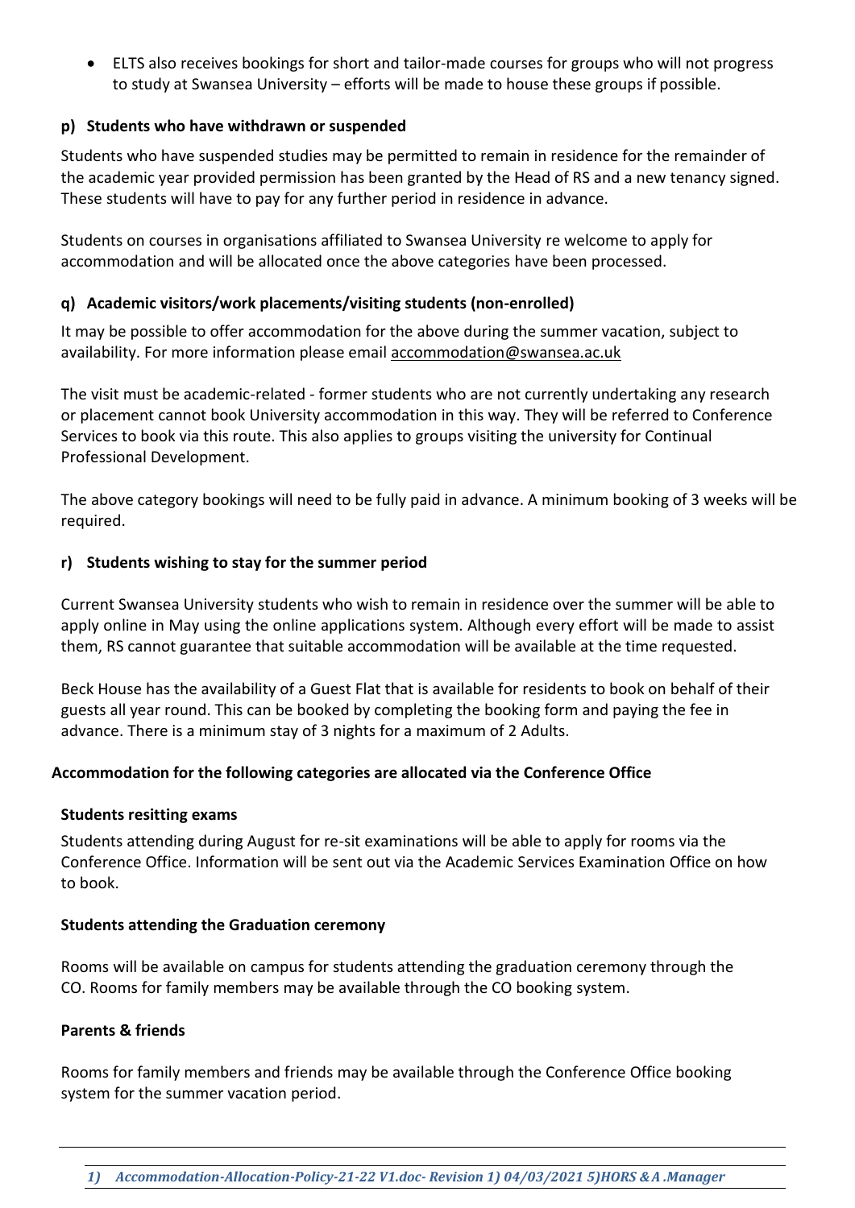- ELTS also receives bookings for short and tailor-made courses for groups who will not progress to study at Swansea University – efforts will be made to house these groups if possible.

### p) Students who have withdrawn or suspended

Students who have suspended studies may be permitted to remain in residence for the remainder of the academic year provided permission has been granted by the Head of RS and a new tenancy signed. These students will have to pay for any further period in residence in advance.

Students on courses in organisations affiliated to Swansea University re welcome to apply for accommodation and will be allocated once the above categories have been processed.

### q) Academic visitors/work placements/visiting students (non-enrolled)

It may be possible to offer accommodation for the above during the summer vacation, subject to availability. For more information please email accommodation@swansea.ac.uk

The visit must be academic-related - former students who are not currently undertaking any research or placement cannot book University accommodation in this way. They will be referred to Conference Services to book via this route. This also applies to groups visiting the university for Continual Professional Development.

The above category bookings will need to be fully paid in advance. A minimum booking of 3 weeks will be required.

### r) Students wishing to stay for the summer period

Current Swansea University students who wish to remain in residence over the summer will be able to apply online in May using the online applications system. Although every effort will be made to assist them, RS cannot guarantee that suitable accommodation will be available at the time requested.

Beck House has the availability of a Guest Flat that is available for residents to book on behalf of their guests all year round. This can be booked by completing the booking form and paying the fee in advance. There is a minimum stay of 3 nights for a maximum of 2 Adults.

## Accommodation for the following categories are allocated via the Conference Office

### Students resitting exams

Students attending during August for re-sit examinations will be able to apply for rooms via the Conference Office. Information will be sent out via the Academic Services Examination Office on how to book.

### Students attending the Graduation ceremony

Rooms will be available on campus for students attending the graduation ceremony through the CO. Rooms for family members may be available through the CO booking system.

### Parents & friends

Rooms for family members and friends may be available through the Conference Office booking system for the summer vacation period.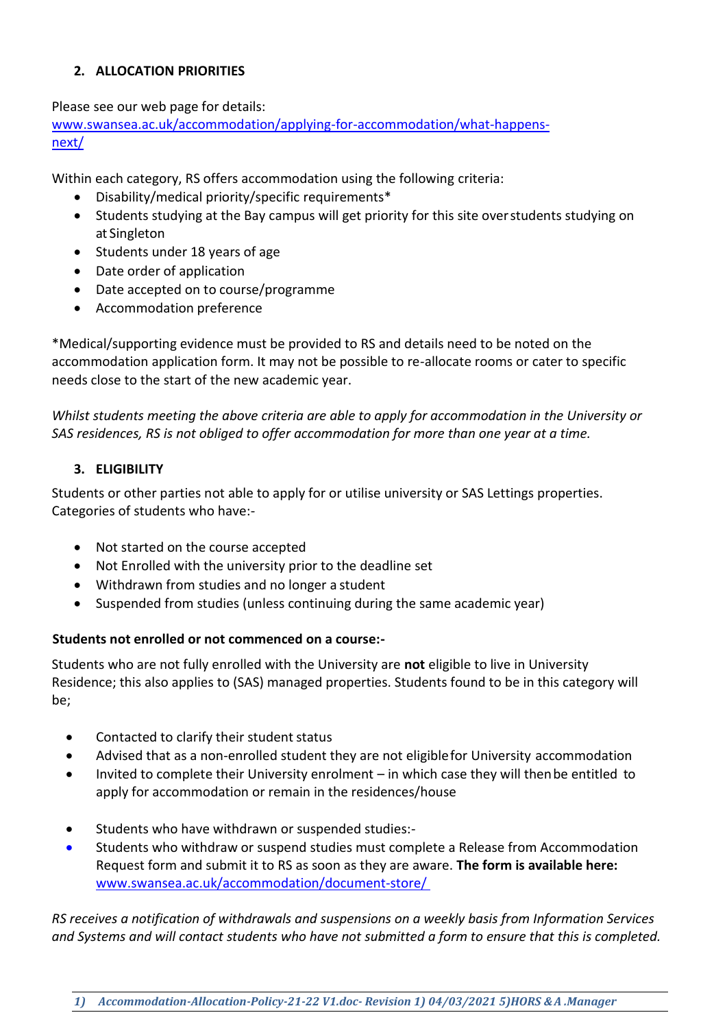## 2. ALLOCATION PRIORITIES

Please see our web page for details:
[www.swansea.ac.uk/accommodation/applying-for-accommodation/what-happens-next/](www.swansea.ac.uk/accommodation/applying-for-accommodation/what-happens-next/)

Within each category, RS offers accommodation using the following criteria:

- Disability/medical priority/specific requirements*
- Students studying at the Bay campus will get priority for this site over students studying on at Singleton
- Students under 18 years of age
- Date order of application
- Date accepted on to course/programme
- Accommodation preference

*Medical/supporting evidence must be provided to RS and details need to be noted on the accommodation application form. It may not be possible to re-allocate rooms or cater to specific needs close to the start of the new academic year.

*Whilst students meeting the above criteria are able to apply for accommodation in the University or SAS residences, RS is not obliged to offer accommodation for more than one year at a time.*

## 3. ELIGIBILITY

Students or other parties not able to apply for or utilise university or SAS Lettings properties. Categories of students who have:-

- Not started on the course accepted
- Not Enrolled with the university prior to the deadline set
- Withdrawn from studies and no longer a student
- Suspended from studies (unless continuing during the same academic year)

**Students not enrolled or not commenced on a course:-**

Students who are not fully enrolled with the University are **not** eligible to live in University Residence; this also applies to (SAS) managed properties. Students found to be in this category will be;

- Contacted to clarify their student status
- Advised that as a non-enrolled student they are not eligible for University accommodation
- Invited to complete their University enrolment – in which case they will then be entitled to apply for accommodation or remain in the residences/house

- Students who have withdrawn or suspended studies:-
- Students who withdraw or suspend studies must complete a Release from Accommodation Request form and submit it to RS as soon as they are aware. **The form is available here:** [www.swansea.ac.uk/accommodation/document-store/](www.swansea.ac.uk/accommodation/document-store/)

*RS receives a notification of withdrawals and suspensions on a weekly basis from Information Services and Systems and will contact students who have not submitted a form to ensure that this is completed.*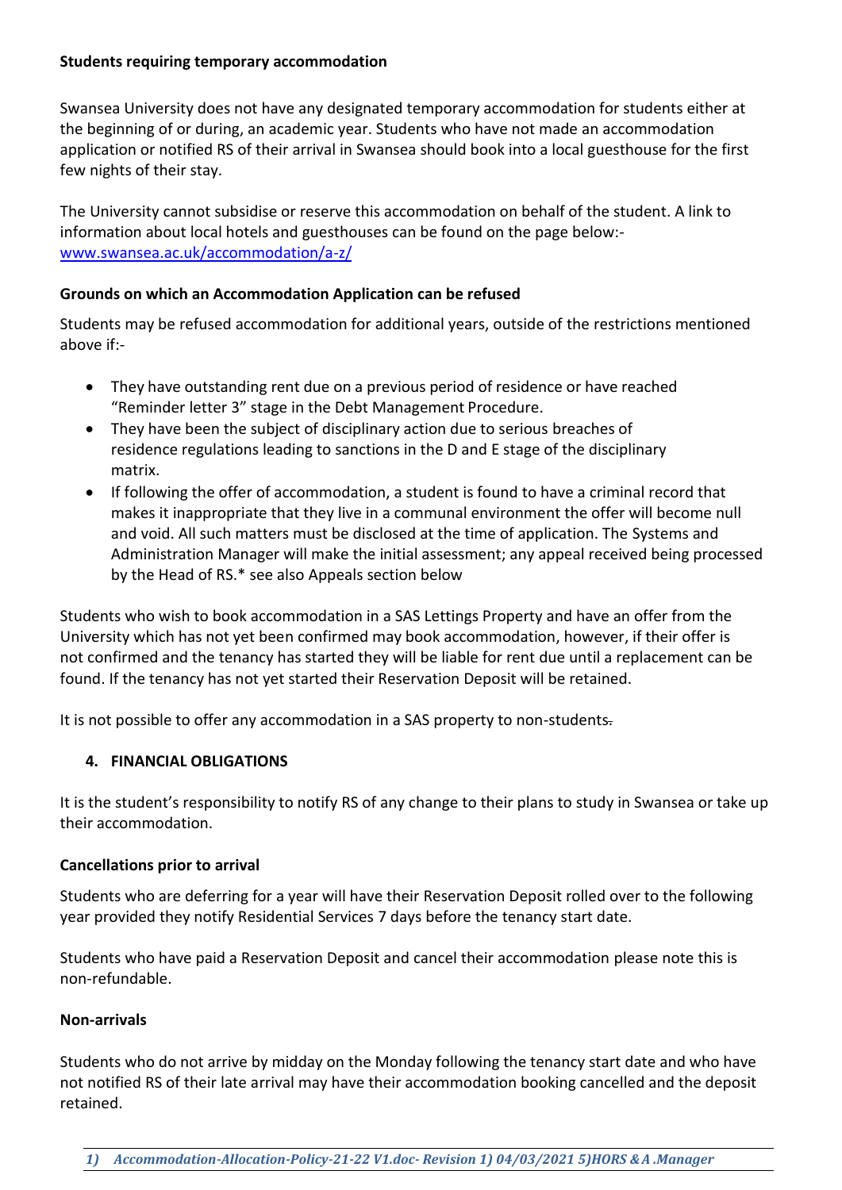**Students requiring temporary accommodation**

Swansea University does not have any designated temporary accommodation for students either at the beginning of or during, an academic year. Students who have not made an accommodation application or notified RS of their arrival in Swansea should book into a local guesthouse for the first few nights of their stay.

The University cannot subsidise or reserve this accommodation on behalf of the student. A link to information about local hotels and guesthouses can be found on the page below:- [www.swansea.ac.uk/accommodation/a-z/](www.swansea.ac.uk/accommodation/a-z/)

**Grounds on which an Accommodation Application can be refused**

Students may be refused accommodation for additional years, outside of the restrictions mentioned above if:-

- They have outstanding rent due on a previous period of residence or have reached "Reminder letter 3" stage in the Debt Management Procedure.
- They have been the subject of disciplinary action due to serious breaches of residence regulations leading to sanctions in the D and E stage of the disciplinary matrix.
- If following the offer of accommodation, a student is found to have a criminal record that makes it inappropriate that they live in a communal environment the offer will become null and void. All such matters must be disclosed at the time of application. The Systems and Administration Manager will make the initial assessment; any appeal received being processed by the Head of RS.* see also Appeals section below

Students who wish to book accommodation in a SAS Lettings Property and have an offer from the University which has not yet been confirmed may book accommodation, however, if their offer is not confirmed and the tenancy has started they will be liable for rent due until a replacement can be found. If the tenancy has not yet started their Reservation Deposit will be retained.

It is not possible to offer any accommodation in a SAS property to non-students.

## 4. FINANCIAL OBLIGATIONS

It is the student's responsibility to notify RS of any change to their plans to study in Swansea or take up their accommodation.

**Cancellations prior to arrival**

Students who are deferring for a year will have their Reservation Deposit rolled over to the following year provided they notify Residential Services 7 days before the tenancy start date.

Students who have paid a Reservation Deposit and cancel their accommodation please note this is non-refundable.

**Non-arrivals**

Students who do not arrive by midday on the Monday following the tenancy start date and who have not notified RS of their late arrival may have their accommodation booking cancelled and the deposit retained.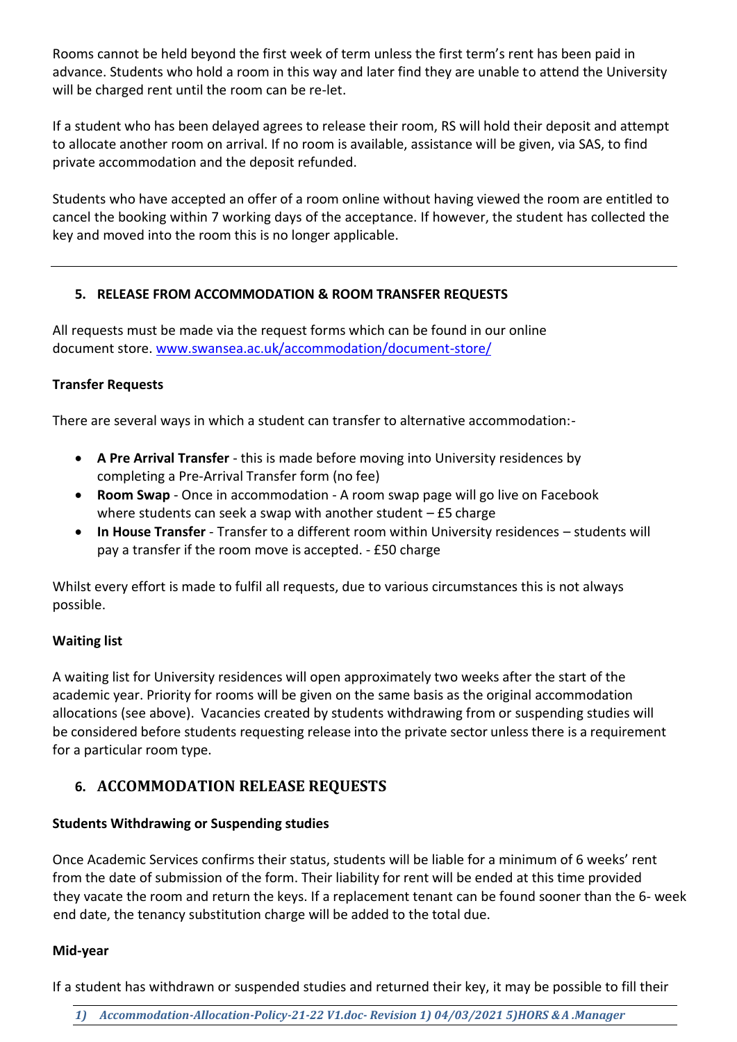Rooms cannot be held beyond the first week of term unless the first term's rent has been paid in advance. Students who hold a room in this way and later find they are unable to attend the University will be charged rent until the room can be re-let.

If a student who has been delayed agrees to release their room, RS will hold their deposit and attempt to allocate another room on arrival. If no room is available, assistance will be given, via SAS, to find private accommodation and the deposit refunded.

Students who have accepted an offer of a room online without having viewed the room are entitled to cancel the booking within 7 working days of the acceptance. If however, the student has collected the key and moved into the room this is no longer applicable.

---

## 5. RELEASE FROM ACCOMMODATION & ROOM TRANSFER REQUESTS

All requests must be made via the request forms which can be found in our online document store. [www.swansea.ac.uk/accommodation/document-store/](www.swansea.ac.uk/accommodation/document-store/)

**Transfer Requests**

There are several ways in which a student can transfer to alternative accommodation:-

- **A Pre Arrival Transfer** - this is made before moving into University residences by completing a Pre-Arrival Transfer form (no fee)
- **Room Swap** - Once in accommodation - A room swap page will go live on Facebook where students can seek a swap with another student – £5 charge
- **In House Transfer** - Transfer to a different room within University residences – students will pay a transfer if the room move is accepted. - £50 charge

Whilst every effort is made to fulfil all requests, due to various circumstances this is not always possible.

**Waiting list**

A waiting list for University residences will open approximately two weeks after the start of the academic year. Priority for rooms will be given on the same basis as the original accommodation allocations (see above). Vacancies created by students withdrawing from or suspending studies will be considered before students requesting release into the private sector unless there is a requirement for a particular room type.

## 6. ACCOMMODATION RELEASE REQUESTS

**Students Withdrawing or Suspending studies**

Once Academic Services confirms their status, students will be liable for a minimum of 6 weeks' rent from the date of submission of the form. Their liability for rent will be ended at this time provided they vacate the room and return the keys. If a replacement tenant can be found sooner than the 6- week end date, the tenancy substitution charge will be added to the total due.

**Mid-year**

If a student has withdrawn or suspended studies and returned their key, it may be possible to fill their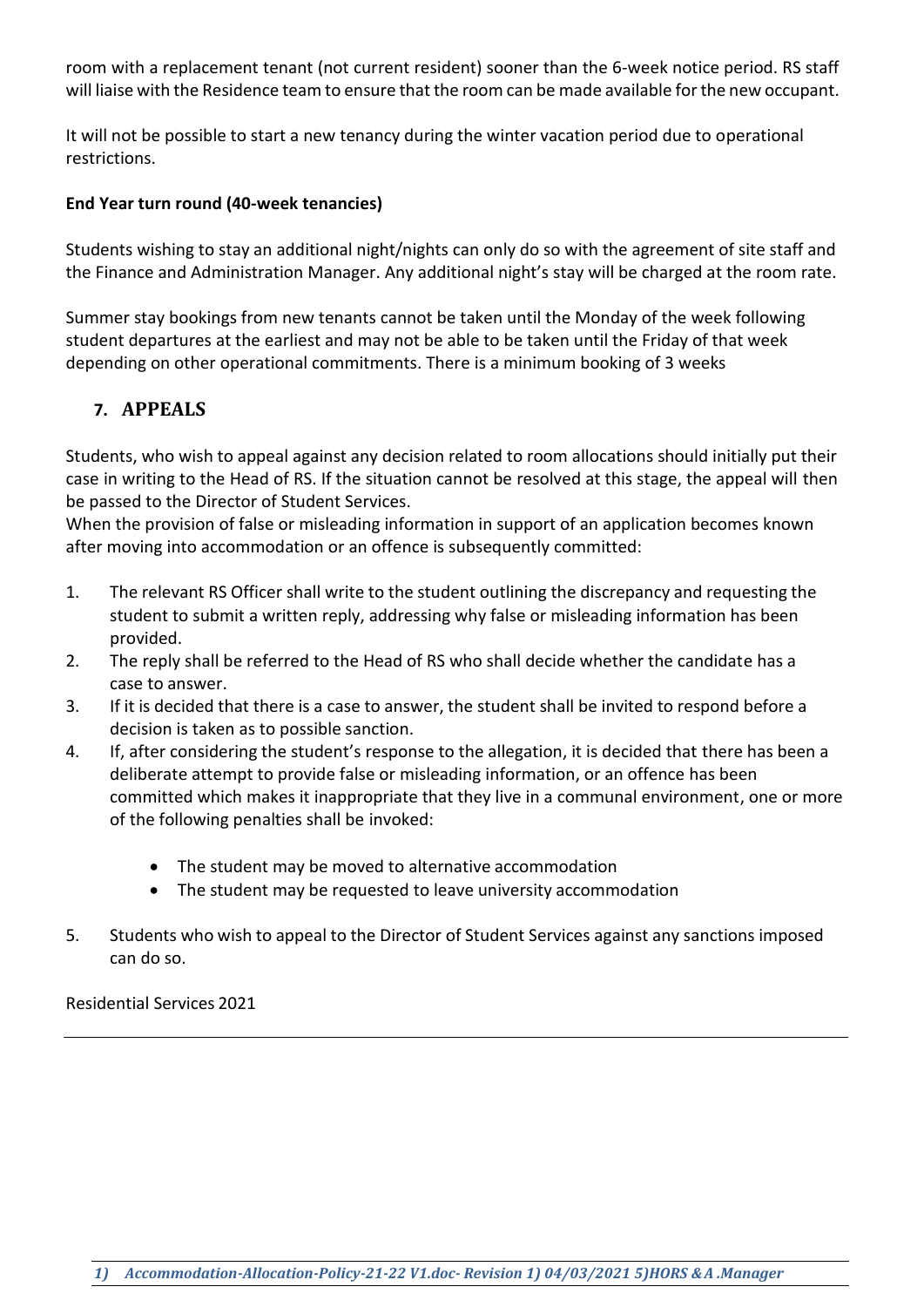room with a replacement tenant (not current resident) sooner than the 6-week notice period. RS staff will liaise with the Residence team to ensure that the room can be made available for the new occupant.

It will not be possible to start a new tenancy during the winter vacation period due to operational restrictions.

**End Year turn round (40-week tenancies)**

Students wishing to stay an additional night/nights can only do so with the agreement of site staff and the Finance and Administration Manager. Any additional night's stay will be charged at the room rate.

Summer stay bookings from new tenants cannot be taken until the Monday of the week following student departures at the earliest and may not be able to be taken until the Friday of that week depending on other operational commitments. There is a minimum booking of 3 weeks

## 7. APPEALS

Students, who wish to appeal against any decision related to room allocations should initially put their case in writing to the Head of RS. If the situation cannot be resolved at this stage, the appeal will then be passed to the Director of Student Services.
When the provision of false or misleading information in support of an application becomes known after moving into accommodation or an offence is subsequently committed:

1. The relevant RS Officer shall write to the student outlining the discrepancy and requesting the student to submit a written reply, addressing why false or misleading information has been provided.
2. The reply shall be referred to the Head of RS who shall decide whether the candidate has a case to answer.
3. If it is decided that there is a case to answer, the student shall be invited to respond before a decision is taken as to possible sanction.
4. If, after considering the student's response to the allegation, it is decided that there has been a deliberate attempt to provide false or misleading information, or an offence has been committed which makes it inappropriate that they live in a communal environment, one or more of the following penalties shall be invoked:

    - The student may be moved to alternative accommodation
    - The student may be requested to leave university accommodation

5. Students who wish to appeal to the Director of Student Services against any sanctions imposed can do so.

Residential Services 2021